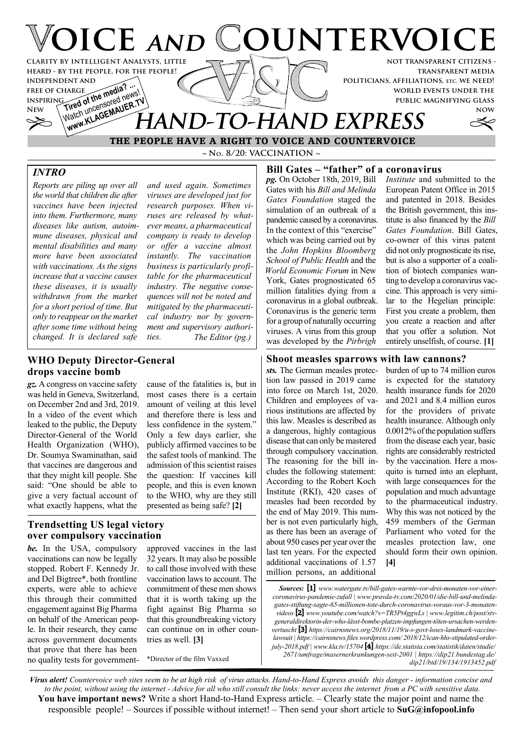# Voice and Countervoice

**clarity by intelligent Analysts, little heard - by the people, for the people! independent and free of charge inspiring New**

**Tired of the media? ... Watch uncensored news! www.KLAGEMAUER.TV**

**not transparent citizens - transparent media politicians, affiliations, etc. we need! world events under the public magnifying glass now**

## HAND-TO-HAND EXPRESS

**THE PEOPLE HAVE A RIGHT TO VOICE AND COUNTERVOICE**

~ No. 8/20: VACCINATION ~

### INTRO

*Reports are piling up over all the world that children die after vaccines have been injected into them. Furthermore, many diseases like autism, autoimmune diseases, physical and mental disabilities and many more have been associated with vaccinations. As the signs increase that a vaccine causes these diseases, it is usually withdrawn from the market for a short period of time. But only to reappear on the market after some time without being changed. It is declared safe and used again. Sometimes viruses are developed just for research purposes. When viruses are released by whatever means, a pharmaceutical company is ready to develop or offer a vaccine almost instantly. The vaccination business is particularly profitable for the pharmaceutical industry. The negative consequences will not be noted and mitigated by the pharmaceutical industry nor by government and supervisory authorities.* *The Editor (pg.)*

### WHO Deputy Director-General drops vaccine bomb

***gz.*** A congress on vaccine safety was held in Geneva, Switzerland, on December 2nd and 3rd, 2019. In a video of the event which leaked to the public, the Deputy Director-General of the World Health Organization (WHO), Dr. Soumya Swaminathan, said that vaccines are dangerous and that they might kill people. She said: "One should be able to give a very factual account of what exactly happens, what the cause of the fatalities is, but in most cases there is a certain amount of veiling at this level and therefore there is less and less confidence in the system." Only a few days earlier, she publicly affirmed vaccines to be the safest tools of mankind. The admission of this scientist raises the question: If vaccines kill people, and this is even known to the WHO, why are they still presented as being safe? **[2]**

### Trendsetting US legal victory over compulsory vaccination

***be.*** In the USA, compulsory vaccinations can now be legally stopped. Robert F. Kennedy Jr. and Del Bigtree*, both frontline experts, were able to achieve this through their committed engagement against Big Pharma on behalf of the American people. In their research, they came across government documents that prove that there has been no quality tests for government-approved vaccines in the last 32 years. It may also be possible to call those involved with these vaccination laws to account. The commitment of these men shows that it is worth taking up the fight against Big Pharma so that this groundbreaking victory can continue on in other countries as well. **[3]**

*Director of the film Vaxxed

### Bill Gates – "father" of a coronavirus

***pg.*** On October 18th, 2019, Bill Gates with his *Bill and Melinda Gates Foundation* staged the simulation of an outbreak of a pandemic caused by a coronavirus. In the context of this "exercise" which was being carried out by the *John Hopkins Bloomberg School of Public Health* and the *World Economic Forum* in New York, Gates prognosticated 65 million fatalities dying from a coronavirus in a global outbreak. Coronavirus is the generic term for a group of naturally occurring viruses. A virus from this group was developed by the *Pirbrigh Institute* and submitted to the European Patent Office in 2015 and patented in 2018. Besides the British government, this institute is also financed by the *Bill Gates Foundation*. Bill Gates, co-owner of this virus patent did not only prognosticate its rise, but is also a supporter of a coalition of biotech companies wanting to develop a coronavirus vaccine. This approach is very similar to the Hegelian principle: First you create a problem, then you create a reaction and after that you offer a solution. Not entirely unselfish, of course. **[1]**

### Shoot measles sparrows with law cannons?

***sts.*** The German measles protection law passed in 2019 came into force on March 1st, 2020. Children and employees of various institutions are affected by this law. Measles is described as a dangerous, highly contagious disease that can only be mastered through compulsory vaccination. The reasoning for the bill includes the following statement: According to the Robert Koch Institute (RKI), 420 cases of measles had been recorded by the end of May 2019. This number is not even particularly high, as there has been an average of about 950 cases per year over the last ten years. For the expected additional vaccinations of 1.57 million persons, an additional burden of up to 74 million euros is expected for the statutory health insurance funds for 2020 and 2021 and 8.4 million euros for the providers of private health insurance. Although only 0.0012% of the population suffers from the disease each year, basic rights are considerably restricted by the vaccination. Here a mosquito is turned into an elephant, with large consequences for the population and much advantage to the pharmaceutical industry. Why this was not noticed by the 459 members of the German Parliament who voted for the measles protection law, one should form their own opinion. **[4]**

***Sources:*** **[1]** *www.watergate.tv/bill-gates-warnte-vor-drei-monaten-vor-einer-coronavirus-pandemie-zufall | www.pravda-tv.com/2020/01/die-bill-und-melinda-gates-stiftung-sagte-65-millionen-tote-durch-coronavirus-voraus-vor-3-monaten-videos* **[2]** *www.youtube.com/watch?v=TR5Pt4ggwLs | www.legitim.ch/post/stv-generaldirektorin-der-who-lässt-bombe-platzen-impfungen-töten-ursachen-werden-vertuscht* **[3]** *https://cairnsnews.org/2018/11/19/u-s-govt-loses-landmark-vaccine-lawsuit | https://cairnsnews.files.wordpress.com/ 2018/12/ican-hhs-stipulated-order-july-2018.pdf | www.kla.tv/15704* **[4]** *https://de.statista.com/statistik/daten/studie/2671/umfrage/masernerkrankungen-seit-2001 | https://dip21.bundestag.de/dip21/btd/19/134/1913452.pdf*

***Virus alert!*** *Countervoice web sites seem to be at high risk of virus attacks. Hand-to-Hand Express avoids this danger - information concise and to the point, without using the internet - Advice for all who still consult the links: never access the internet from a PC with sensitive data.*

**You have important news?** Write a short Hand-to-Hand Express article. – Clearly state the major point and name the responsible people! – Sources if possible without internet! – Then send your short article to **SuG@infopool.info**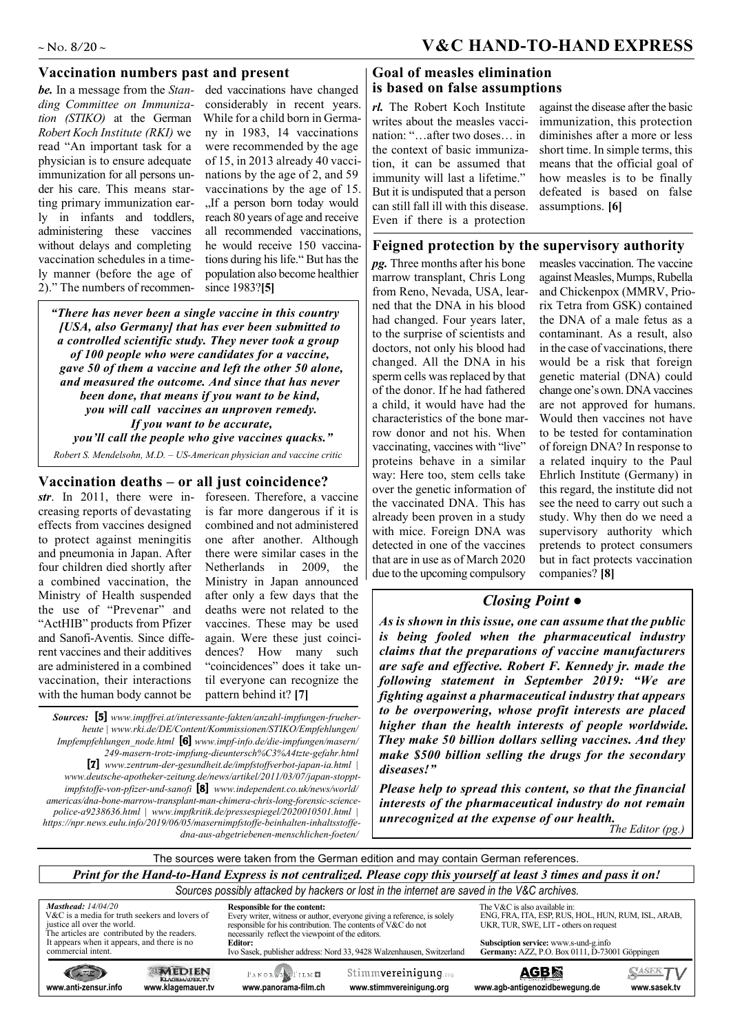## Vaccination numbers past and present

***be.*** In a message from the *Standing Committee on Immunization (STIKO)* at the German *Robert Koch Institute (RKI)* we read "An important task for a physician is to ensure adequate immunization for all persons under his care. This means starting primary immunization early in infants and toddlers, administering these vaccines without delays and completing vaccination schedules in a timely manner (before the age of 2)." The numbers of recommended vaccinations have changed considerably in recent years. While for a child born in Germany in 1983, 14 vaccinations were recommended by the age of 15, in 2013 already 40 vaccinations by the age of 2, and 59 vaccinations by the age of 15. „If a person born today would reach 80 years of age and receive all recommended vaccinations, he would receive 150 vaccinations during his life." But has the population also become healthier since 1983?**[5]**

> ***"There has never been a single vaccine in this country [USA, also Germany] that has ever been submitted to a controlled scientific study. They never took a group of 100 people who were candidates for a vaccine, gave 50 of them a vaccine and left the other 50 alone, and measured the outcome. And since that has never been done, that means if you want to be kind, you will call vaccines an unproven remedy. If you want to be accurate, you'll call the people who give vaccines quacks."***
>
> *Robert S. Mendelsohn, M.D. – US-American physician and vaccine critic*

## Vaccination deaths – or all just coincidence?

***str*.** In 2011, there were increasing reports of devastating effects from vaccines designed to protect against meningitis and pneumonia in Japan. After four children died shortly after a combined vaccination, the Ministry of Health suspended the use of "Prevenar" and "ActHIB" products from Pfizer and Sanofi-Aventis. Since different vaccines and their additives are administered in a combined vaccination, their interactions with the human body cannot be foreseen. Therefore, a vaccine is far more dangerous if it is combined and not administered one after another. Although there were similar cases in the Netherlands in 2009, the Ministry in Japan announced after only a few days that the deaths were not related to the vaccines. These may be used again. Were these just coincidences? How many such "coincidences" does it take until everyone can recognize the pattern behind it? **[7]**

*Sources:* **[5]** *www.impffrei.at/interessante-fakten/anzahl-impfungen-frueher-heute | www.rki.de/DE/Content/Kommissionen/STIKO/Empfehlungen/Impfempfehlungen_node.html* **[6]** *www.impf-info.de/die-impfungen/masern/249-masern-trotz-impfung-dieuntersch%C3%A4tzte-gefahr.html* **[7]** *www.zentrum-der-gesundheit.de/impfstoffverbot-japan-ia.html | www.deutsche-apotheker-zeitung.de/news/artikel/2011/03/07/japan-stoppt-impfstoffe-von-pfizer-und-sanofi* **[8]** *www.independent.co.uk/news/world/americas/dna-bone-marrow-transplant-man-chimera-chris-long-forensic-science-police-a9238636.html | www.impfkritik.de/pressespiegel/2020010501.html | https://npr.news.eulu.info/2019/06/05/masernimpfstoffe-beinhalten-inhaltsstoffe-dna-aus-abgetriebenen-menschlichen-foeten/*

## Goal of measles elimination is based on false assumptions

***rl.*** The Robert Koch Institute writes about the measles vaccination: "…after two doses… in the context of basic immunization, it can be assumed that immunity will last a lifetime." But it is undisputed that a person can still fall ill with this disease. Even if there is a protection against the disease after the basic immunization, this protection diminishes after a more or less short time. In simple terms, this means that the official goal of how measles is to be finally defeated is based on false assumptions. **[6]**

## Feigned protection by the supervisory authority

***pg.*** Three months after his bone marrow transplant, Chris Long from Reno, Nevada, USA, learned that the DNA in his blood had changed. Four years later, to the surprise of scientists and doctors, not only his blood had changed. All the DNA in his sperm cells was replaced by that of the donor. If he had fathered a child, it would have had the characteristics of the bone marrow donor and not his. When vaccinating, vaccines with "live" proteins behave in a similar way: Here too, stem cells take over the genetic information of the vaccinated DNA. This has already been proven in a study with mice. Foreign DNA was detected in one of the vaccines that are in use as of March 2020 due to the upcoming compulsory measles vaccination. The vaccine against Measles, Mumps, Rubella and Chickenpox (MMRV, Priorix Tetra from GSK) contained the DNA of a male fetus as a contaminant. As a result, also in the case of vaccinations, there would be a risk that foreign genetic material (DNA) could change one's own. DNA vaccines are not approved for humans. Would then vaccines not have to be tested for contamination of foreign DNA? In response to a related inquiry to the Paul Ehrlich Institute (Germany) in this regard, the institute did not see the need to carry out such a study. Why then do we need a supervisory authority which pretends to protect consumers but in fact protects vaccination companies? **[8]**

### *Closing Point ●*

***As is shown in this issue, one can assume that the public is being fooled when the pharmaceutical industry claims that the preparations of vaccine manufacturers are safe and effective. Robert F. Kennedy jr. made the following statement in September 2019: "We are fighting against a pharmaceutical industry that appears to be overpowering, whose profit interests are placed higher than the health interests of people worldwide. They make 50 billion dollars selling vaccines. And they make $500 billion selling the drugs for the secondary diseases!"***

***Please help to spread this content, so that the financial interests of the pharmaceutical industry do not remain unrecognized at the expense of our health.***

*The Editor (pg.)*

The sources were taken from the German edition and may contain German references.

***Print for the Hand-to-Hand Express is not centralized. Please copy this yourself at least 3 times and pass it on!***

*Sources possibly attacked by hackers or lost in the internet are saved in the V&C archives.*

***Masthead:** 14/04/20*
V&C is a media for truth seekers and lovers of justice all over the world.
The articles are contributed by the readers.
It appears when it appears, and there is no commercial intent.

**Responsible for the content:**
Every writer, witness or author, everyone giving a reference, is solely responsible for his contribution. The contents of V&C do not necessarily reflect the viewpoint of the editors.
**Editor:**
Ivo Sasek, publisher address: Nord 33, 9428 Walzenhausen, Switzerland

The V&C is also available in:
ENG, FRA, ITA, ESP, RUS, HOL, HUN, RUM, ISL, ARAB, UKR, TUR, SWE, LIT - others on request

**Subsciption service:** www.s-und-g.info
**Germany:** AZZ, P.O. Box 0111, D-73001 Göppingen

www.anti-zensur.info | www.klagemauer.tv | www.panorama-film.ch | www.stimmvereinigung.org | www.agb-antigenozidbewegung.de | www.sasek.tv